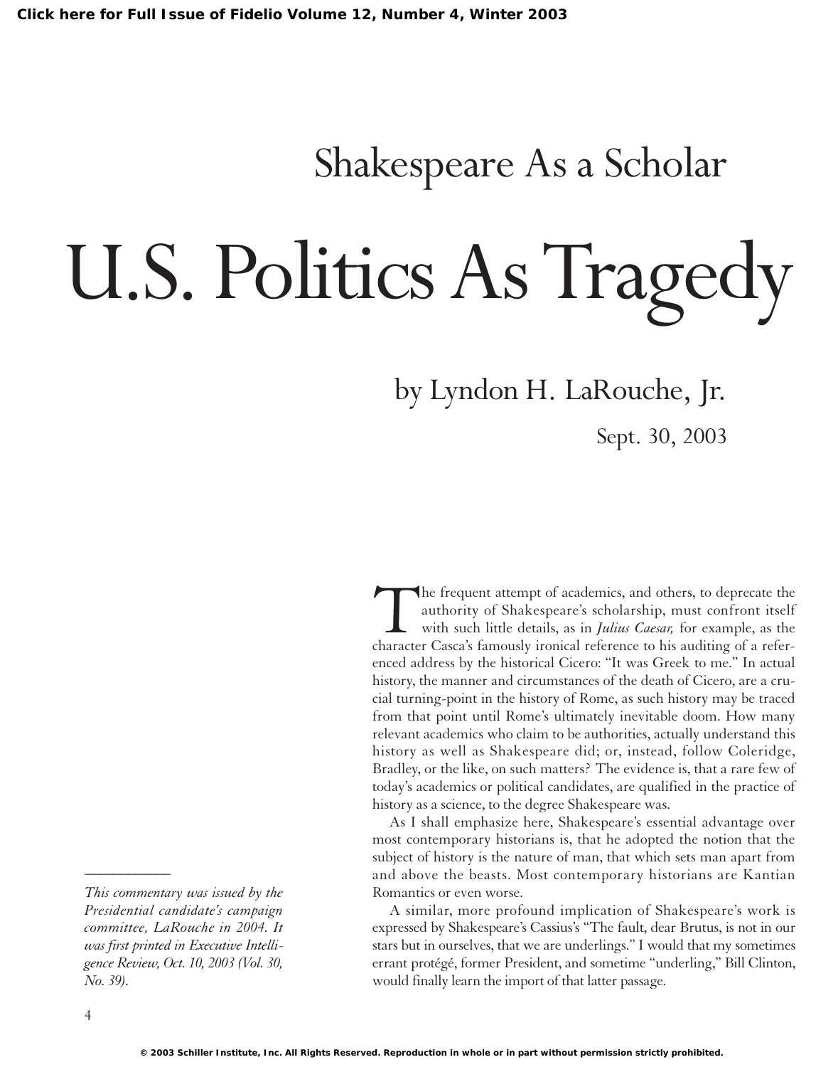## Shakespeare As a Scholar

# U.S. Politics As Tragedy

### by Lyndon H. LaRouche, Jr.

Sept. 30, 2003

*This commentary was issued by the Presidential candidate's campaign committee, LaRouche in 2004. It was first printed in Executive Intelligence Review, Oct. 10, 2003 (Vol. 30, No. 39).*

The frequent attempt of academics, and others, to deprecate the authority of Shakespeare's scholarship, must confront itself with such little details, as in *Julius Caesar,* for example, as the character Casca's famously ironical reference to his auditing of a referenced address by the historical Cicero: "It was Greek to me." In actual history, the manner and circumstances of the death of Cicero, are a crucial turning-point in the history of Rome, as such history may be traced from that point until Rome's ultimately inevitable doom. How many relevant academics who claim to be authorities, actually understand this history as well as Shakespeare did; or, instead, follow Coleridge, Bradley, or the like, on such matters? The evidence is, that a rare few of today's academics or political candidates, are qualified in the practice of history as a science, to the degree Shakespeare was.

As I shall emphasize here, Shakespeare's essential advantage over most contemporary historians is, that he adopted the notion that the subject of history is the nature of man, that which sets man apart from and above the beasts. Most contemporary historians are Kantian Romantics or even worse.

A similar, more profound implication of Shakespeare's work is expressed by Shakespeare's Cassius's "The fault, dear Brutus, is not in our stars but in ourselves, that we are underlings." I would that my sometimes errant protégé, former President, and sometime "underling," Bill Clinton, would finally learn the import of that latter passage.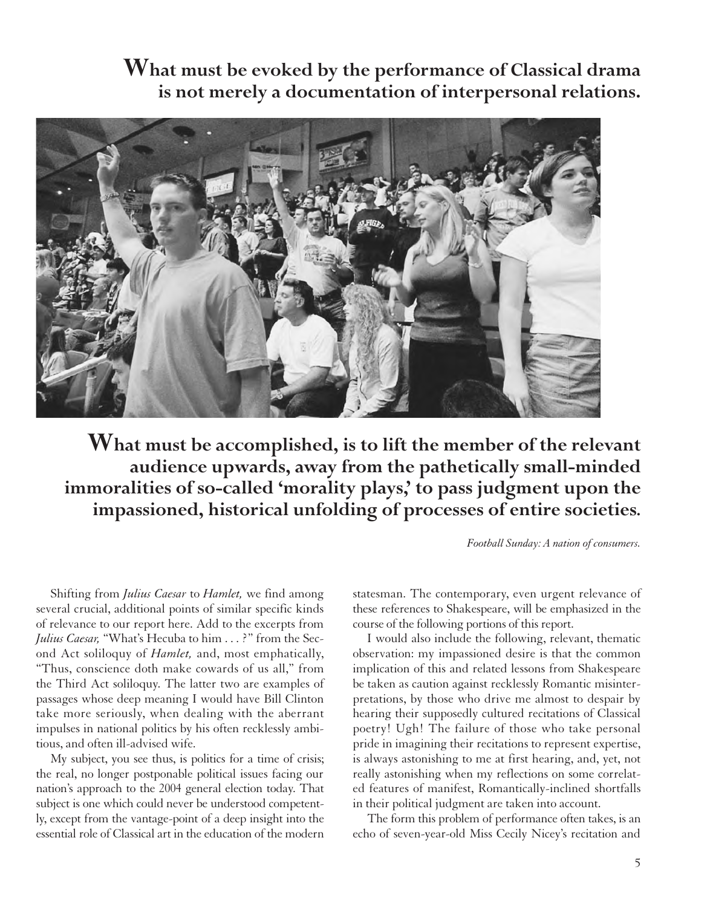**What must be evoked by the performance of Classical drama is not merely a documentation of interpersonal relations.**

**What must be accomplished, is to lift the member of the relevant audience upwards, away from the pathetically small-minded immoralities of so-called 'morality plays,' to pass judgment upon the impassioned, historical unfolding of processes of entire societies.**

*Football Sunday: A nation of consumers.*

Shifting from *Julius Caesar* to *Hamlet,* we find among several crucial, additional points of similar specific kinds of relevance to our report here. Add to the excerpts from *Julius Caesar,* "What's Hecuba to him . . . ?" from the Second Act soliloquy of *Hamlet,* and, most emphatically, "Thus, conscience doth make cowards of us all," from the Third Act soliloquy. The latter two are examples of passages whose deep meaning I would have Bill Clinton take more seriously, when dealing with the aberrant impulses in national politics by his often recklessly ambitious, and often ill-advised wife.

My subject, you see thus, is politics for a time of crisis; the real, no longer postponable political issues facing our nation's approach to the 2004 general election today. That subject is one which could never be understood competently, except from the vantage-point of a deep insight into the essential role of Classical art in the education of the modern statesman. The contemporary, even urgent relevance of these references to Shakespeare, will be emphasized in the course of the following portions of this report.

I would also include the following, relevant, thematic observation: my impassioned desire is that the common implication of this and related lessons from Shakespeare be taken as caution against recklessly Romantic misinterpretations, by those who drive me almost to despair by hearing their supposedly cultured recitations of Classical poetry! Ugh! The failure of those who take personal pride in imagining their recitations to represent expertise, is always astonishing to me at first hearing, and, yet, not really astonishing when my reflections on some correlated features of manifest, Romantically-inclined shortfalls in their political judgment are taken into account.

The form this problem of performance often takes, is an echo of seven-year-old Miss Cecily Nicey's recitation and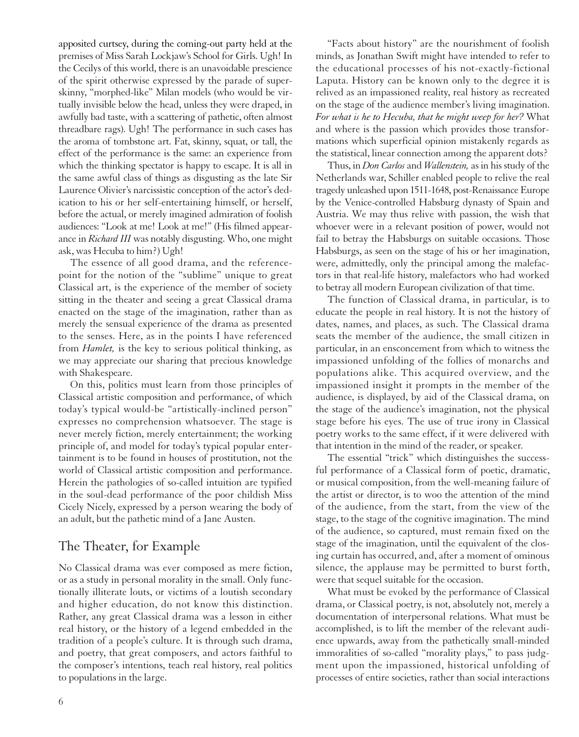apposited curtsey, during the coming-out party held at the premises of Miss Sarah Lockjaw's School for Girls. Ugh! In the Cecilys of this world, there is an unavoidable prescience of the spirit otherwise expressed by the parade of super-skinny, "morphed-like" Milan models (who would be virtually invisible below the head, unless they were draped, in awfully bad taste, with a scattering of pathetic, often almost threadbare rags). Ugh! The performance in such cases has the aroma of tombstone art. Fat, skinny, squat, or tall, the effect of the performance is the same: an experience from which the thinking spectator is happy to escape. It is all in the same awful class of things as disgusting as the late Sir Laurence Olivier's narcissistic conception of the actor's dedication to his or her self-entertaining himself, or herself, before the actual, or merely imagined admiration of foolish audiences: "Look at me! Look at me!" (His filmed appearance in *Richard III* was notably disgusting. Who, one might ask, was Hecuba to him?) Ugh!

The essence of all good drama, and the reference-point for the notion of the "sublime" unique to great Classical art, is the experience of the member of society sitting in the theater and seeing a great Classical drama enacted on the stage of the imagination, rather than as merely the sensual experience of the drama as presented to the senses. Here, as in the points I have referenced from *Hamlet,* is the key to serious political thinking, as we may appreciate our sharing that precious knowledge with Shakespeare.

On this, politics must learn from those principles of Classical artistic composition and performance, of which today's typical would-be "artistically-inclined person" expresses no comprehension whatsoever. The stage is never merely fiction, merely entertainment; the working principle of, and model for today's typical popular entertainment is to be found in houses of prostitution, not the world of Classical artistic composition and performance. Herein the pathologies of so-called intuition are typified in the soul-dead performance of the poor childish Miss Cicely Nicely, expressed by a person wearing the body of an adult, but the pathetic mind of a Jane Austen.

## The Theater, for Example

No Classical drama was ever composed as mere fiction, or as a study in personal morality in the small. Only functionally illiterate louts, or victims of a loutish secondary and higher education, do not know this distinction. Rather, any great Classical drama was a lesson in either real history, or the history of a legend embedded in the tradition of a people's culture. It is through such drama, and poetry, that great composers, and actors faithful to the composer's intentions, teach real history, real politics to populations in the large.

"Facts about history" are the nourishment of foolish minds, as Jonathan Swift might have intended to refer to the educational processes of his not-exactly-fictional Laputa. History can be known only to the degree it is relived as an impassioned reality, real history as recreated on the stage of the audience member's living imagination. *For what is he to Hecuba, that he might weep for her?* What and where is the passion which provides those transformations which superficial opinion mistakenly regards as the statistical, linear connection among the apparent dots?

Thus, in *Don Carlos* and *Wallenstein,* as in his study of the Netherlands war, Schiller enabled people to relive the real tragedy unleashed upon 1511-1648, post-Renaissance Europe by the Venice-controlled Habsburg dynasty of Spain and Austria. We may thus relive with passion, the wish that whoever were in a relevant position of power, would not fail to betray the Habsburgs on suitable occasions. Those Habsburgs, as seen on the stage of his or her imagination, were, admittedly, only the principal among the malefactors in that real-life history, malefactors who had worked to betray all modern European civilization of that time.

The function of Classical drama, in particular, is to educate the people in real history. It is not the history of dates, names, and places, as such. The Classical drama seats the member of the audience, the small citizen in particular, in an ensconcement from which to witness the impassioned unfolding of the follies of monarchs and populations alike. This acquired overview, and the impassioned insight it prompts in the member of the audience, is displayed, by aid of the Classical drama, on the stage of the audience's imagination, not the physical stage before his eyes. The use of true irony in Classical poetry works to the same effect, if it were delivered with that intention in the mind of the reader, or speaker.

The essential "trick" which distinguishes the successful performance of a Classical form of poetic, dramatic, or musical composition, from the well-meaning failure of the artist or director, is to woo the attention of the mind of the audience, from the start, from the view of the stage, to the stage of the cognitive imagination. The mind of the audience, so captured, must remain fixed on the stage of the imagination, until the equivalent of the closing curtain has occurred, and, after a moment of ominous silence, the applause may be permitted to burst forth, were that sequel suitable for the occasion.

What must be evoked by the performance of Classical drama, or Classical poetry, is not, absolutely not, merely a documentation of interpersonal relations. What must be accomplished, is to lift the member of the relevant audience upwards, away from the pathetically small-minded immoralities of so-called "morality plays," to pass judgment upon the impassioned, historical unfolding of processes of entire societies, rather than social interactions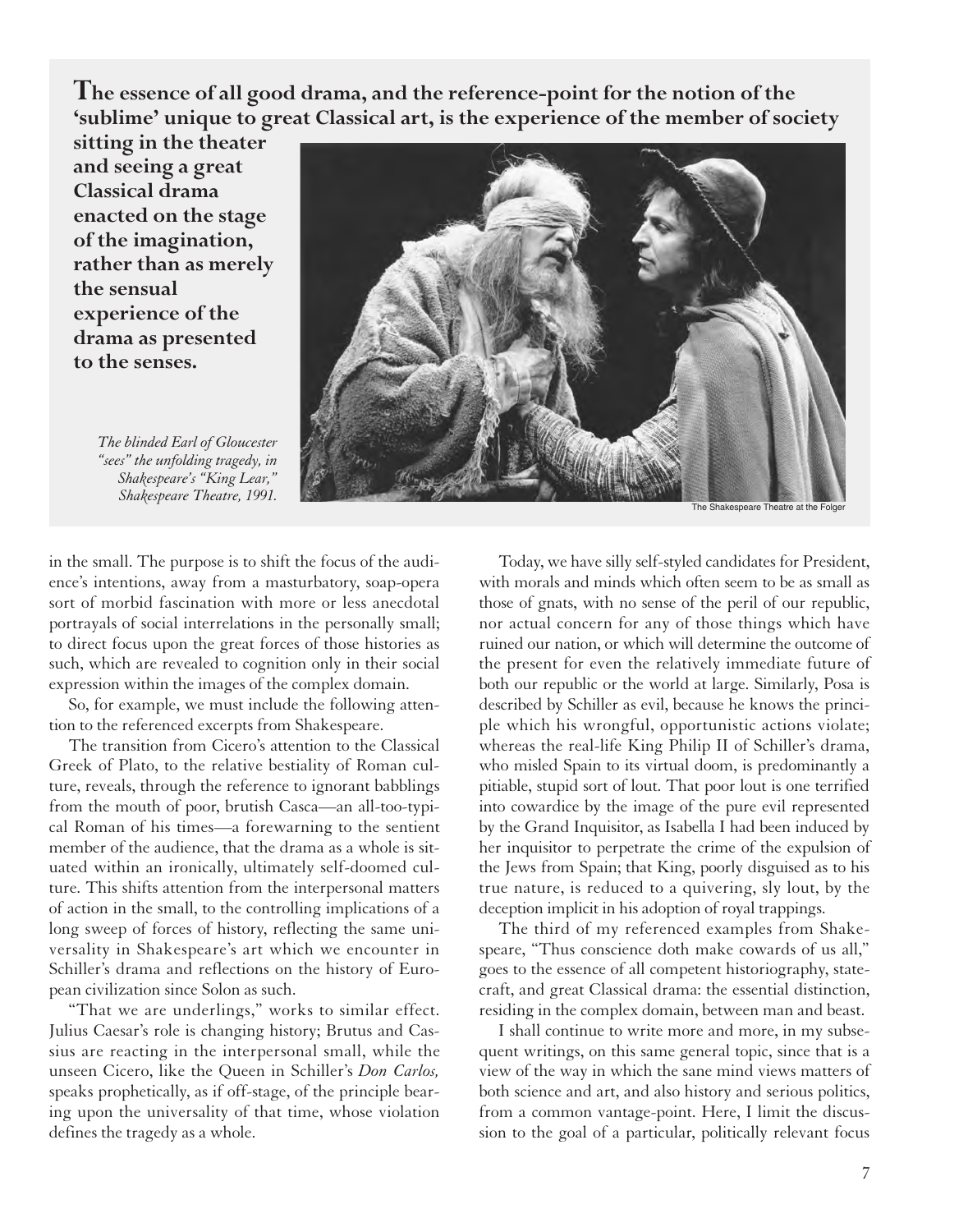**The essence of all good drama, and the reference-point for the notion of the 'sublime' unique to great Classical art, is the experience of the member of society sitting in the theater and seeing a great Classical drama enacted on the stage of the imagination, rather than as merely the sensual experience of the drama as presented to the senses.**

*The blinded Earl of Gloucester "sees" the unfolding tragedy, in Shakespeare's "King Lear," Shakespeare Theatre, 1991.*

The Shakespeare Theatre at the Folger

in the small. The purpose is to shift the focus of the audience's intentions, away from a masturbatory, soap-opera sort of morbid fascination with more or less anecdotal portrayals of social interrelations in the personally small; to direct focus upon the great forces of those histories as such, which are revealed to cognition only in their social expression within the images of the complex domain.

So, for example, we must include the following attention to the referenced excerpts from Shakespeare.

The transition from Cicero's attention to the Classical Greek of Plato, to the relative bestiality of Roman culture, reveals, through the reference to ignorant babblings from the mouth of poor, brutish Casca—an all-too-typical Roman of his times—a forewarning to the sentient member of the audience, that the drama as a whole is situated within an ironically, ultimately self-doomed culture. This shifts attention from the interpersonal matters of action in the small, to the controlling implications of a long sweep of forces of history, reflecting the same universality in Shakespeare's art which we encounter in Schiller's drama and reflections on the history of European civilization since Solon as such.

"That we are underlings," works to similar effect. Julius Caesar's role is changing history; Brutus and Cassius are reacting in the interpersonal small, while the unseen Cicero, like the Queen in Schiller's *Don Carlos,* speaks prophetically, as if off-stage, of the principle bearing upon the universality of that time, whose violation defines the tragedy as a whole.

Today, we have silly self-styled candidates for President, with morals and minds which often seem to be as small as those of gnats, with no sense of the peril of our republic, nor actual concern for any of those things which have ruined our nation, or which will determine the outcome of the present for even the relatively immediate future of both our republic or the world at large. Similarly, Posa is described by Schiller as evil, because he knows the principle which his wrongful, opportunistic actions violate; whereas the real-life King Philip II of Schiller's drama, who misled Spain to its virtual doom, is predominantly a pitiable, stupid sort of lout. That poor lout is one terrified into cowardice by the image of the pure evil represented by the Grand Inquisitor, as Isabella I had been induced by her inquisitor to perpetrate the crime of the expulsion of the Jews from Spain; that King, poorly disguised as to his true nature, is reduced to a quivering, sly lout, by the deception implicit in his adoption of royal trappings.

The third of my referenced examples from Shakespeare, "Thus conscience doth make cowards of us all," goes to the essence of all competent historiography, statecraft, and great Classical drama: the essential distinction, residing in the complex domain, between man and beast.

I shall continue to write more and more, in my subsequent writings, on this same general topic, since that is a view of the way in which the sane mind views matters of both science and art, and also history and serious politics, from a common vantage-point. Here, I limit the discussion to the goal of a particular, politically relevant focus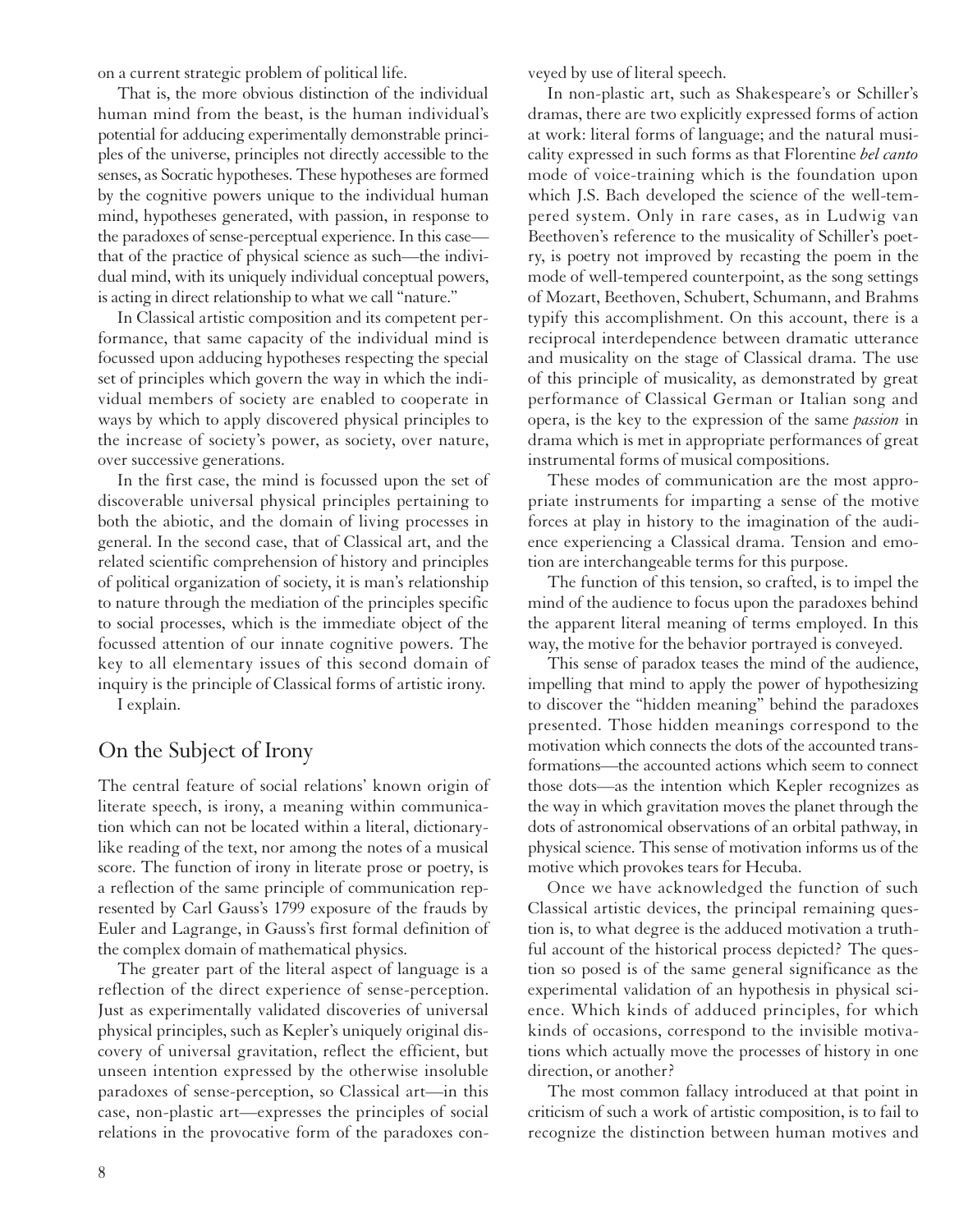on a current strategic problem of political life.

That is, the more obvious distinction of the individual human mind from the beast, is the human individual's potential for adducing experimentally demonstrable principles of the universe, principles not directly accessible to the senses, as Socratic hypotheses. These hypotheses are formed by the cognitive powers unique to the individual human mind, hypotheses generated, with passion, in response to the paradoxes of sense-perceptual experience. In this case—that of the practice of physical science as such—the individual mind, with its uniquely individual conceptual powers, is acting in direct relationship to what we call "nature."

In Classical artistic composition and its competent performance, that same capacity of the individual mind is focussed upon adducing hypotheses respecting the special set of principles which govern the way in which the individual members of society are enabled to cooperate in ways by which to apply discovered physical principles to the increase of society's power, as society, over nature, over successive generations.

In the first case, the mind is focussed upon the set of discoverable universal physical principles pertaining to both the abiotic, and the domain of living processes in general. In the second case, that of Classical art, and the related scientific comprehension of history and principles of political organization of society, it is man's relationship to nature through the mediation of the principles specific to social processes, which is the immediate object of the focussed attention of our innate cognitive powers. The key to all elementary issues of this second domain of inquiry is the principle of Classical forms of artistic irony.

I explain.

## On the Subject of Irony

The central feature of social relations' known origin of literate speech, is irony, a meaning within communication which can not be located within a literal, dictionary-like reading of the text, nor among the notes of a musical score. The function of irony in literate prose or poetry, is a reflection of the same principle of communication represented by Carl Gauss's 1799 exposure of the frauds by Euler and Lagrange, in Gauss's first formal definition of the complex domain of mathematical physics.

The greater part of the literal aspect of language is a reflection of the direct experience of sense-perception. Just as experimentally validated discoveries of universal physical principles, such as Kepler's uniquely original discovery of universal gravitation, reflect the efficient, but unseen intention expressed by the otherwise insoluble paradoxes of sense-perception, so Classical art—in this case, non-plastic art—expresses the principles of social relations in the provocative form of the paradoxes conveyed by use of literal speech.

In non-plastic art, such as Shakespeare's or Schiller's dramas, there are two explicitly expressed forms of action at work: literal forms of language; and the natural musicality expressed in such forms as that Florentine *bel canto* mode of voice-training which is the foundation upon which J.S. Bach developed the science of the well-tempered system. Only in rare cases, as in Ludwig van Beethoven's reference to the musicality of Schiller's poetry, is poetry not improved by recasting the poem in the mode of well-tempered counterpoint, as the song settings of Mozart, Beethoven, Schubert, Schumann, and Brahms typify this accomplishment. On this account, there is a reciprocal interdependence between dramatic utterance and musicality on the stage of Classical drama. The use of this principle of musicality, as demonstrated by great performance of Classical German or Italian song and opera, is the key to the expression of the same *passion* in drama which is met in appropriate performances of great instrumental forms of musical compositions.

These modes of communication are the most appropriate instruments for imparting a sense of the motive forces at play in history to the imagination of the audience experiencing a Classical drama. Tension and emotion are interchangeable terms for this purpose.

The function of this tension, so crafted, is to impel the mind of the audience to focus upon the paradoxes behind the apparent literal meaning of terms employed. In this way, the motive for the behavior portrayed is conveyed.

This sense of paradox teases the mind of the audience, impelling that mind to apply the power of hypothesizing to discover the "hidden meaning" behind the paradoxes presented. Those hidden meanings correspond to the motivation which connects the dots of the accounted transformations—the accounted actions which seem to connect those dots—as the intention which Kepler recognizes as the way in which gravitation moves the planet through the dots of astronomical observations of an orbital pathway, in physical science. This sense of motivation informs us of the motive which provokes tears for Hecuba.

Once we have acknowledged the function of such Classical artistic devices, the principal remaining question is, to what degree is the adduced motivation a truthful account of the historical process depicted? The question so posed is of the same general significance as the experimental validation of an hypothesis in physical science. Which kinds of adduced principles, for which kinds of occasions, correspond to the invisible motivations which actually move the processes of history in one direction, or another?

The most common fallacy introduced at that point in criticism of such a work of artistic composition, is to fail to recognize the distinction between human motives and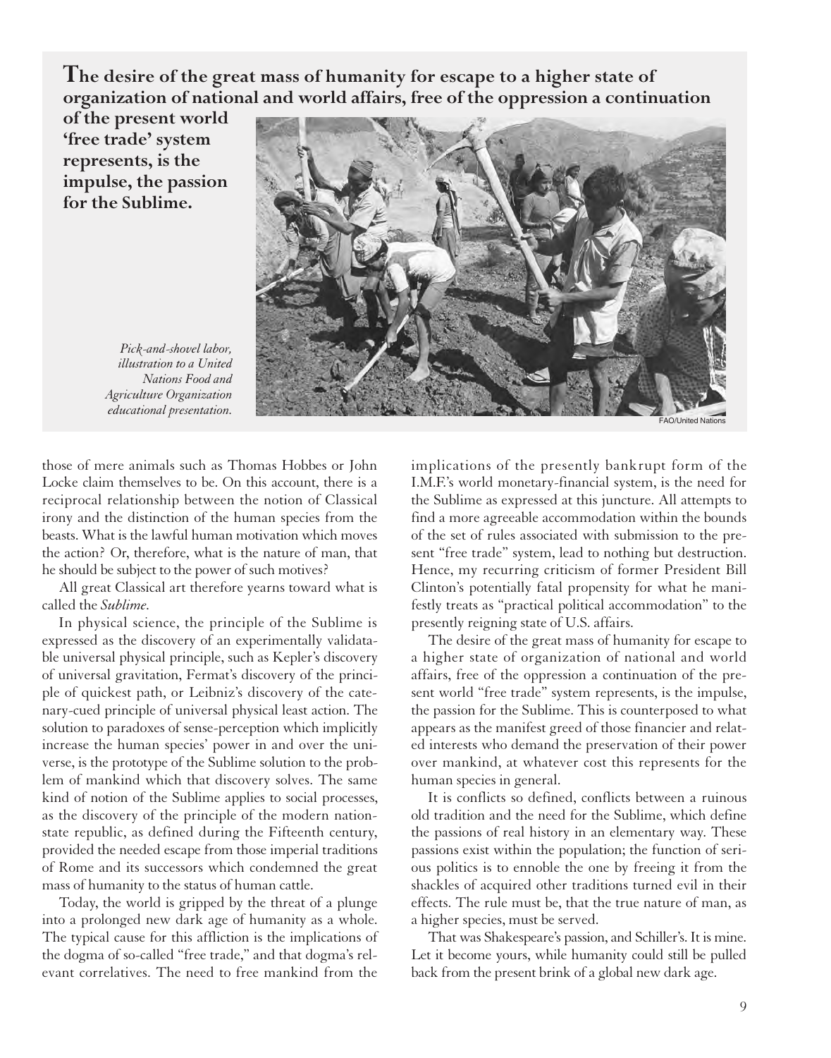**The desire of the great mass of humanity for escape to a higher state of organization of national and world affairs, free of the oppression a continuation of the present world 'free trade' system represents, is the impulse, the passion for the Sublime.**

*Pick-and-shovel labor, illustration to a United Nations Food and Agriculture Organization educational presentation.*

FAO/United Nations

those of mere animals such as Thomas Hobbes or John Locke claim themselves to be. On this account, there is a reciprocal relationship between the notion of Classical irony and the distinction of the human species from the beasts. What is the lawful human motivation which moves the action? Or, therefore, what is the nature of man, that he should be subject to the power of such motives?

All great Classical art therefore yearns toward what is called the *Sublime*.

In physical science, the principle of the Sublime is expressed as the discovery of an experimentally validatable universal physical principle, such as Kepler's discovery of universal gravitation, Fermat's discovery of the principle of quickest path, or Leibniz's discovery of the catenary-cued principle of universal physical least action. The solution to paradoxes of sense-perception which implicitly increase the human species' power in and over the universe, is the prototype of the Sublime solution to the problem of mankind which that discovery solves. The same kind of notion of the Sublime applies to social processes, as the discovery of the principle of the modern nation-state republic, as defined during the Fifteenth century, provided the needed escape from those imperial traditions of Rome and its successors which condemned the great mass of humanity to the status of human cattle.

Today, the world is gripped by the threat of a plunge into a prolonged new dark age of humanity as a whole. The typical cause for this affliction is the implications of the dogma of so-called "free trade," and that dogma's relevant correlatives. The need to free mankind from the implications of the presently bankrupt form of the I.M.F.'s world monetary-financial system, is the need for the Sublime as expressed at this juncture. All attempts to find a more agreeable accommodation within the bounds of the set of rules associated with submission to the present "free trade" system, lead to nothing but destruction. Hence, my recurring criticism of former President Bill Clinton's potentially fatal propensity for what he manifestly treats as "practical political accommodation" to the presently reigning state of U.S. affairs.

The desire of the great mass of humanity for escape to a higher state of organization of national and world affairs, free of the oppression a continuation of the present world "free trade" system represents, is the impulse, the passion for the Sublime. This is counterposed to what appears as the manifest greed of those financier and related interests who demand the preservation of their power over mankind, at whatever cost this represents for the human species in general.

It is conflicts so defined, conflicts between a ruinous old tradition and the need for the Sublime, which define the passions of real history in an elementary way. These passions exist within the population; the function of serious politics is to ennoble the one by freeing it from the shackles of acquired other traditions turned evil in their effects. The rule must be, that the true nature of man, as a higher species, must be served.

That was Shakespeare's passion, and Schiller's. It is mine. Let it become yours, while humanity could still be pulled back from the present brink of a global new dark age.